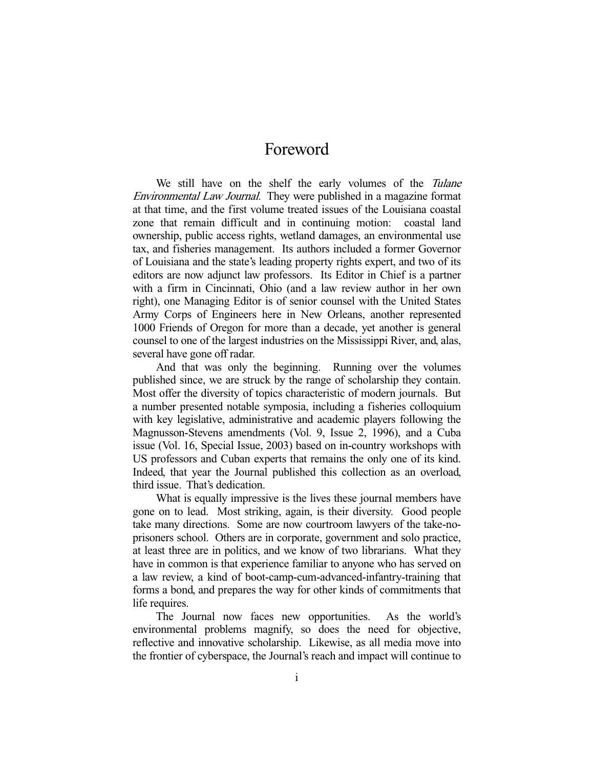# Foreword

We still have on the shelf the early volumes of the *Tulane Environmental Law Journal*. They were published in a magazine format at that time, and the first volume treated issues of the Louisiana coastal zone that remain difficult and in continuing motion: coastal land ownership, public access rights, wetland damages, an environmental use tax, and fisheries management. Its authors included a former Governor of Louisiana and the state's leading property rights expert, and two of its editors are now adjunct law professors. Its Editor in Chief is a partner with a firm in Cincinnati, Ohio (and a law review author in her own right), one Managing Editor is of senior counsel with the United States Army Corps of Engineers here in New Orleans, another represented 1000 Friends of Oregon for more than a decade, yet another is general counsel to one of the largest industries on the Mississippi River, and, alas, several have gone off radar.

And that was only the beginning. Running over the volumes published since, we are struck by the range of scholarship they contain. Most offer the diversity of topics characteristic of modern journals. But a number presented notable symposia, including a fisheries colloquium with key legislative, administrative and academic players following the Magnusson-Stevens amendments (Vol. 9, Issue 2, 1996), and a Cuba issue (Vol. 16, Special Issue, 2003) based on in-country workshops with US professors and Cuban experts that remains the only one of its kind. Indeed, that year the Journal published this collection as an overload, third issue. That's dedication.

What is equally impressive is the lives these journal members have gone on to lead. Most striking, again, is their diversity. Good people take many directions. Some are now courtroom lawyers of the take-no-prisoners school. Others are in corporate, government and solo practice, at least three are in politics, and we know of two librarians. What they have in common is that experience familiar to anyone who has served on a law review, a kind of boot-camp-cum-advanced-infantry-training that forms a bond, and prepares the way for other kinds of commitments that life requires.

The Journal now faces new opportunities. As the world's environmental problems magnify, so does the need for objective, reflective and innovative scholarship. Likewise, as all media move into the frontier of cyberspace, the Journal's reach and impact will continue to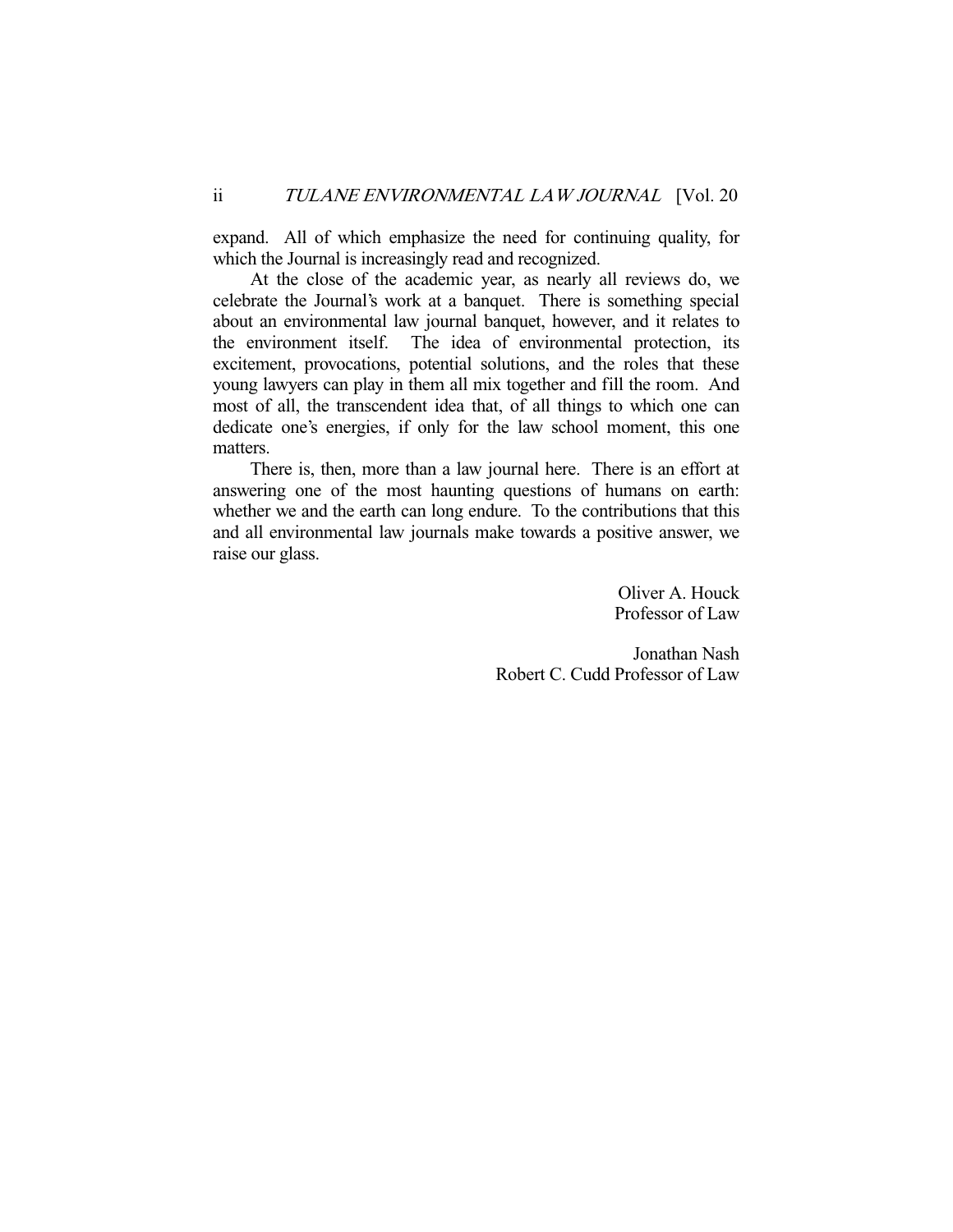expand. All of which emphasize the need for continuing quality, for which the Journal is increasingly read and recognized.

At the close of the academic year, as nearly all reviews do, we celebrate the Journal's work at a banquet. There is something special about an environmental law journal banquet, however, and it relates to the environment itself. The idea of environmental protection, its excitement, provocations, potential solutions, and the roles that these young lawyers can play in them all mix together and fill the room. And most of all, the transcendent idea that, of all things to which one can dedicate one's energies, if only for the law school moment, this one matters.

There is, then, more than a law journal here. There is an effort at answering one of the most haunting questions of humans on earth: whether we and the earth can long endure. To the contributions that this and all environmental law journals make towards a positive answer, we raise our glass.

Oliver A. Houck
Professor of Law

Jonathan Nash
Robert C. Cudd Professor of Law